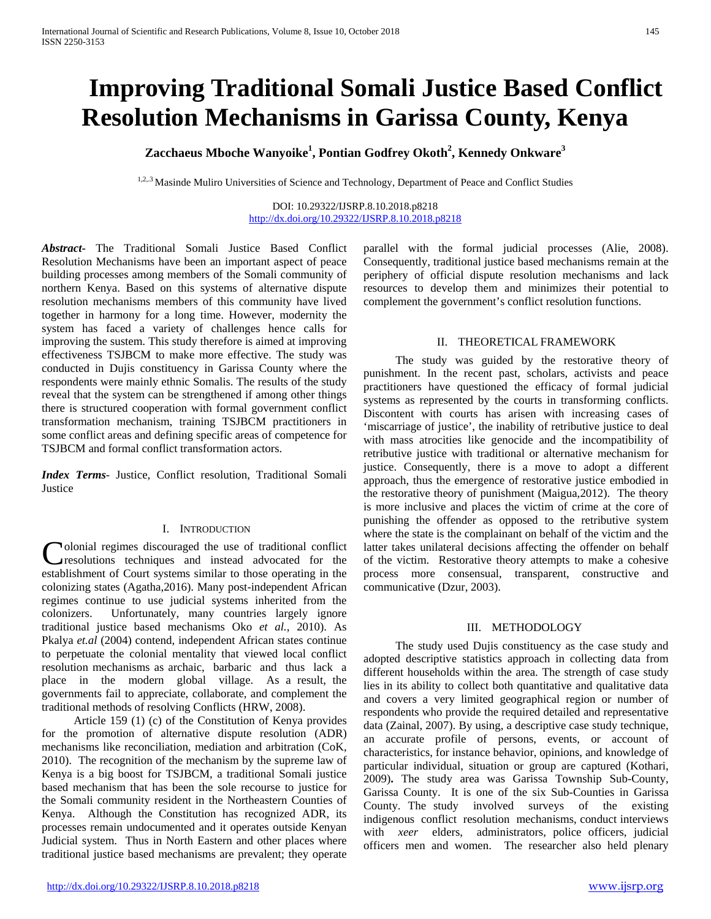# Improving Traditional Somali Justice Based Conflict Resolution Mechanisms in Garissa County, Kenya

**Zacchaeus Mboche Wanyoike[1], Pontian Godfrey Okoth[2], Kennedy Onkware[3]**

[1,2,3] Masinde Muliro Universities of Science and Technology, Department of Peace and Conflict Studies

DOI: 10.29322/IJSRP.8.10.2018.p8218
http://dx.doi.org/10.29322/IJSRP.8.10.2018.p8218

***Abstract*-** The Traditional Somali Justice Based Conflict Resolution Mechanisms have been an important aspect of peace building processes among members of the Somali community of northern Kenya. Based on this systems of alternative dispute resolution mechanisms members of this community have lived together in harmony for a long time. However, modernity the system has faced a variety of challenges hence calls for improving the sustem. This study therefore is aimed at improving effectiveness TSJBCM to make more effective. The study was conducted in Dujis constituency in Garissa County where the respondents were mainly ethnic Somalis. The results of the study reveal that the system can be strengthened if among other things there is structured cooperation with formal government conflict transformation mechanism, training TSJBCM practitioners in some conflict areas and defining specific areas of competence for TSJBCM and formal conflict transformation actors.

***Index Terms*-** Justice, Conflict resolution, Traditional Somali Justice

## I. Introduction

Colonial regimes discouraged the use of traditional conflict resolutions techniques and instead advocated for the establishment of Court systems similar to those operating in the colonizing states (Agatha,2016). Many post-independent African regimes continue to use judicial systems inherited from the colonizers. Unfortunately, many countries largely ignore traditional justice based mechanisms Oko *et al.*, 2010). As Pkalya *et.al* (2004) contend, independent African states continue to perpetuate the colonial mentality that viewed local conflict resolution mechanisms as archaic, barbaric and thus lack a place in the modern global village. As a result, the governments fail to appreciate, collaborate, and complement the traditional methods of resolving Conflicts (HRW, 2008).

Article 159 (1) (c) of the Constitution of Kenya provides for the promotion of alternative dispute resolution (ADR) mechanisms like reconciliation, mediation and arbitration (CoK, 2010). The recognition of the mechanism by the supreme law of Kenya is a big boost for TSJBCM, a traditional Somali justice based mechanism that has been the sole recourse to justice for the Somali community resident in the Northeastern Counties of Kenya. Although the Constitution has recognized ADR, its processes remain undocumented and it operates outside Kenyan Judicial system. Thus in North Eastern and other places where traditional justice based mechanisms are prevalent; they operate parallel with the formal judicial processes (Alie, 2008). Consequently, traditional justice based mechanisms remain at the periphery of official dispute resolution mechanisms and lack resources to develop them and minimizes their potential to complement the government's conflict resolution functions.

## II. Theoretical Framework

The study was guided by the restorative theory of punishment. In the recent past, scholars, activists and peace practitioners have questioned the efficacy of formal judicial systems as represented by the courts in transforming conflicts. Discontent with courts has arisen with increasing cases of 'miscarriage of justice', the inability of retributive justice to deal with mass atrocities like genocide and the incompatibility of retributive justice with traditional or alternative mechanism for justice. Consequently, there is a move to adopt a different approach, thus the emergence of restorative justice embodied in the restorative theory of punishment (Maigua,2012). The theory is more inclusive and places the victim of crime at the core of punishing the offender as opposed to the retributive system where the state is the complainant on behalf of the victim and the latter takes unilateral decisions affecting the offender on behalf of the victim. Restorative theory attempts to make a cohesive process more consensual, transparent, constructive and communicative (Dzur, 2003).

## III. Methodology

The study used Dujis constituency as the case study and adopted descriptive statistics approach in collecting data from different households within the area. The strength of case study lies in its ability to collect both quantitative and qualitative data and covers a very limited geographical region or number of respondents who provide the required detailed and representative data (Zainal, 2007). By using, a descriptive case study technique, an accurate profile of persons, events, or account of characteristics, for instance behavior, opinions, and knowledge of particular individual, situation or group are captured (Kothari, 2009). The study area was Garissa Township Sub-County, Garissa County. It is one of the six Sub-Counties in Garissa County. The study involved surveys of the existing indigenous conflict resolution mechanisms, conduct interviews with *xeer* elders, administrators, police officers, judicial officers men and women. The researcher also held plenary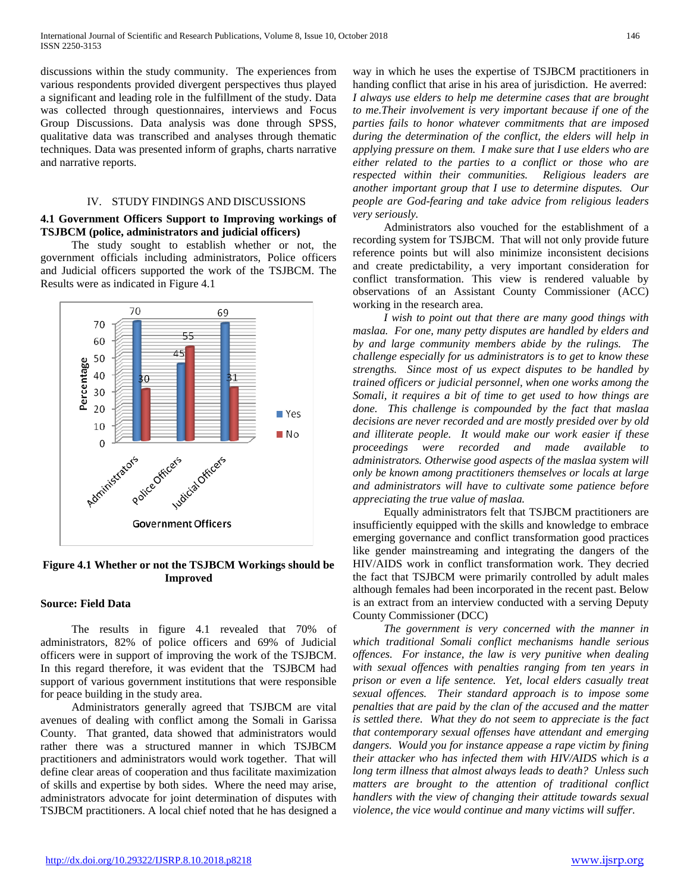discussions within the study community. The experiences from various respondents provided divergent perspectives thus played a significant and leading role in the fulfillment of the study. Data was collected through questionnaires, interviews and Focus Group Discussions. Data analysis was done through SPSS, qualitative data was transcribed and analyses through thematic techniques. Data was presented inform of graphs, charts narrative and narrative reports.

## IV. STUDY FINDINGS AND DISCUSSIONS

### 4.1 Government Officers Support to Improving workings of TSJBCM (police, administrators and judicial officers)

The study sought to establish whether or not, the government officials including administrators, Police officers and Judicial officers supported the work of the TSJBCM. The Results were as indicated in Figure 4.1

**Figure 4.1 Whether or not the TSJBCM Workings should be Improved**

**Source: Field Data**

The results in figure 4.1 revealed that 70% of administrators, 82% of police officers and 69% of Judicial officers were in support of improving the work of the TSJBCM. In this regard therefore, it was evident that the TSJBCM had support of various government institutions that were responsible for peace building in the study area.

Administrators generally agreed that TSJBCM are vital avenues of dealing with conflict among the Somali in Garissa County. That granted, data showed that administrators would rather there was a structured manner in which TSJBCM practitioners and administrators would work together. That will define clear areas of cooperation and thus facilitate maximization of skills and expertise by both sides. Where the need may arise, administrators advocate for joint determination of disputes with TSJBCM practitioners. A local chief noted that he has designed a way in which he uses the expertise of TSJBCM practitioners in handing conflict that arise in his area of jurisdiction. He averred: *I always use elders to help me determine cases that are brought to me.Their involvement is very important because if one of the parties fails to honor whatever commitments that are imposed during the determination of the conflict, the elders will help in applying pressure on them. I make sure that I use elders who are either related to the parties to a conflict or those who are respected within their communities. Religious leaders are another important group that I use to determine disputes. Our people are God-fearing and take advice from religious leaders very seriously.*

Administrators also vouched for the establishment of a recording system for TSJBCM. That will not only provide future reference points but will also minimize inconsistent decisions and create predictability, a very important consideration for conflict transformation. This view is rendered valuable by observations of an Assistant County Commissioner (ACC) working in the research area.

*I wish to point out that there are many good things with maslaa. For one, many petty disputes are handled by elders and by and large community members abide by the rulings. The challenge especially for us administrators is to get to know these strengths. Since most of us expect disputes to be handled by trained officers or judicial personnel, when one works among the Somali, it requires a bit of time to get used to how things are done. This challenge is compounded by the fact that maslaa decisions are never recorded and are mostly presided over by old and illiterate people. It would make our work easier if these proceedings were recorded and made available to administrators. Otherwise good aspects of the maslaa system will only be known among practitioners themselves or locals at large and administrators will have to cultivate some patience before appreciating the true value of maslaa.*

Equally administrators felt that TSJBCM practitioners are insufficiently equipped with the skills and knowledge to embrace emerging governance and conflict transformation good practices like gender mainstreaming and integrating the dangers of the HIV/AIDS work in conflict transformation work. They decried the fact that TSJBCM were primarily controlled by adult males although females had been incorporated in the recent past. Below is an extract from an interview conducted with a serving Deputy County Commissioner (DCC)

*The government is very concerned with the manner in which traditional Somali conflict mechanisms handle serious offences. For instance, the law is very punitive when dealing with sexual offences with penalties ranging from ten years in prison or even a life sentence. Yet, local elders casually treat sexual offences. Their standard approach is to impose some penalties that are paid by the clan of the accused and the matter is settled there. What they do not seem to appreciate is the fact that contemporary sexual offenses have attendant and emerging dangers. Would you for instance appease a rape victim by fining their attacker who has infected them with HIV/AIDS which is a long term illness that almost always leads to death? Unless such matters are brought to the attention of traditional conflict handlers with the view of changing their attitude towards sexual violence, the vice would continue and many victims will suffer.*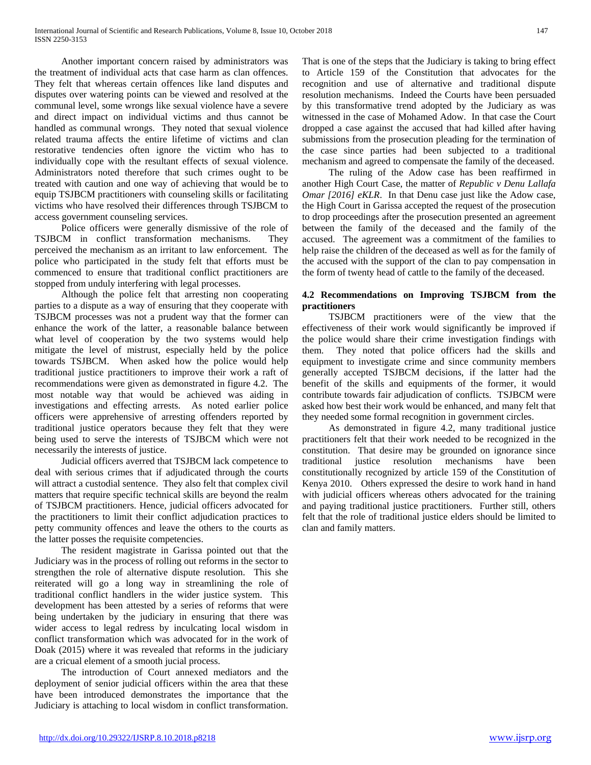Another important concern raised by administrators was the treatment of individual acts that case harm as clan offences. They felt that whereas certain offences like land disputes and disputes over watering points can be viewed and resolved at the communal level, some wrongs like sexual violence have a severe and direct impact on individual victims and thus cannot be handled as communal wrongs. They noted that sexual violence related trauma affects the entire lifetime of victims and clan restorative tendencies often ignore the victim who has to individually cope with the resultant effects of sexual violence. Administrators noted therefore that such crimes ought to be treated with caution and one way of achieving that would be to equip TSJBCM practitioners with counseling skills or facilitating victims who have resolved their differences through TSJBCM to access government counseling services.

Police officers were generally dismissive of the role of TSJBCM in conflict transformation mechanisms. They perceived the mechanism as an irritant to law enforcement. The police who participated in the study felt that efforts must be commenced to ensure that traditional conflict practitioners are stopped from unduly interfering with legal processes.

Although the police felt that arresting non cooperating parties to a dispute as a way of ensuring that they cooperate with TSJBCM processes was not a prudent way that the former can enhance the work of the latter, a reasonable balance between what level of cooperation by the two systems would help mitigate the level of mistrust, especially held by the police towards TSJBCM. When asked how the police would help traditional justice practitioners to improve their work a raft of recommendations were given as demonstrated in figure 4.2. The most notable way that would be achieved was aiding in investigations and effecting arrests. As noted earlier police officers were apprehensive of arresting offenders reported by traditional justice operators because they felt that they were being used to serve the interests of TSJBCM which were not necessarily the interests of justice.

Judicial officers averred that TSJBCM lack competence to deal with serious crimes that if adjudicated through the courts will attract a custodial sentence. They also felt that complex civil matters that require specific technical skills are beyond the realm of TSJBCM practitioners. Hence, judicial officers advocated for the practitioners to limit their conflict adjudication practices to petty community offences and leave the others to the courts as the latter posses the requisite competencies.

The resident magistrate in Garissa pointed out that the Judiciary was in the process of rolling out reforms in the sector to strengthen the role of alternative dispute resolution. This she reiterated will go a long way in streamlining the role of traditional conflict handlers in the wider justice system. This development has been attested by a series of reforms that were being undertaken by the judiciary in ensuring that there was wider access to legal redress by inculcating local wisdom in conflict transformation which was advocated for in the work of Doak (2015) where it was revealed that reforms in the judiciary are a cricual element of a smooth jucial process.

The introduction of Court annexed mediators and the deployment of senior judicial officers within the area that these have been introduced demonstrates the importance that the Judiciary is attaching to local wisdom in conflict transformation. That is one of the steps that the Judiciary is taking to bring effect to Article 159 of the Constitution that advocates for the recognition and use of alternative and traditional dispute resolution mechanisms. Indeed the Courts have been persuaded by this transformative trend adopted by the Judiciary as was witnessed in the case of Mohamed Adow. In that case the Court dropped a case against the accused that had killed after having submissions from the prosecution pleading for the termination of the case since parties had been subjected to a traditional mechanism and agreed to compensate the family of the deceased.

The ruling of the Adow case has been reaffirmed in another High Court Case, the matter of *Republic v Denu Lallafa Omar [2016] eKLR*. In that Denu case just like the Adow case, the High Court in Garissa accepted the request of the prosecution to drop proceedings after the prosecution presented an agreement between the family of the deceased and the family of the accused. The agreement was a commitment of the families to help raise the children of the deceased as well as for the family of the accused with the support of the clan to pay compensation in the form of twenty head of cattle to the family of the deceased.

### 4.2 Recommendations on Improving TSJBCM from the practitioners

TSJBCM practitioners were of the view that the effectiveness of their work would significantly be improved if the police would share their crime investigation findings with them. They noted that police officers had the skills and equipment to investigate crime and since community members generally accepted TSJBCM decisions, if the latter had the benefit of the skills and equipments of the former, it would contribute towards fair adjudication of conflicts. TSJBCM were asked how best their work would be enhanced, and many felt that they needed some formal recognition in government circles.

As demonstrated in figure 4.2, many traditional justice practitioners felt that their work needed to be recognized in the constitution. That desire may be grounded on ignorance since traditional justice resolution mechanisms have been constitutionally recognized by article 159 of the Constitution of Kenya 2010. Others expressed the desire to work hand in hand with judicial officers whereas others advocated for the training and paying traditional justice practitioners. Further still, others felt that the role of traditional justice elders should be limited to clan and family matters.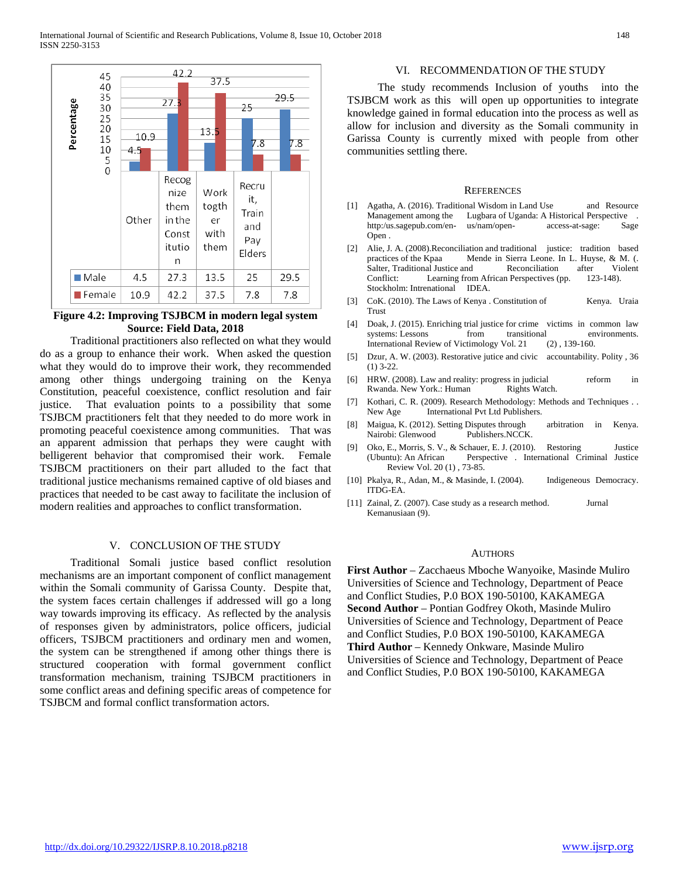Percentage

45
40
35
30
25
20
15
10
5
0

42.2
37.5
29.5
27.3
25
13.5
10.9
4.5
7.8
7.8

Other
Recognize them in the Constitution
Work together with them
Recruit, Train and Pay Elders

Male 4.5 27.3 13.5 25 29.5

Female 10.9 42.2 37.5 7.8 7.8

**Figure 4.2: Improving TSJBCM in modern legal system**
**Source: Field Data, 2018**

Traditional practitioners also reflected on what they would do as a group to enhance their work. When asked the question what they would do to improve their work, they recommended among other things undergoing training on the Kenya Constitution, peaceful coexistence, conflict resolution and fair justice. That evaluation points to a possibility that some TSJBCM practitioners felt that they needed to do more work in promoting peaceful coexistence among communities. That was an apparent admission that perhaps they were caught with belligerent behavior that compromised their work. Female TSJBCM practitioners on their part alluded to the fact that traditional justice mechanisms remained captive of old biases and practices that needed to be cast away to facilitate the inclusion of modern realities and approaches to conflict transformation.

## V. CONCLUSION OF THE STUDY

Traditional Somali justice based conflict resolution mechanisms are an important component of conflict management within the Somali community of Garissa County. Despite that, the system faces certain challenges if addressed will go a long way towards improving its efficacy. As reflected by the analysis of responses given by administrators, police officers, judicial officers, TSJBCM practitioners and ordinary men and women, the system can be strengthened if among other things there is structured cooperation with formal government conflict transformation mechanism, training TSJBCM practitioners in some conflict areas and defining specific areas of competence for TSJBCM and formal conflict transformation actors.

## VI. RECOMMENDATION OF THE STUDY

The study recommends Inclusion of youths into the TSJBCM work as this will open up opportunities to integrate knowledge gained in formal education into the process as well as allow for inclusion and diversity as the Somali community in Garissa County is currently mixed with people from other communities settling there.

## REFERENCES

[1] Agatha, A. (2016). Traditional Wisdom in Land Use and Resource Management among the Lugbara of Uganda: A Historical Perspective . http:/us.sagepub.com/en-us/nam/open-access-at-sage: Sage Open .

[2] Alie, J. A. (2008).Reconciliation and traditional justice: tradition based practices of the Kpaa Mende in Sierra Leone. In L. Huyse, & M. (. Salter, Traditional Justice and Reconciliation after Violent Conflict: Learning from African Perspectives (pp. 123-148). Stockholm: Intrenational IDEA.

[3] CoK. (2010). The Laws of Kenya . Constitution of Kenya. Uraia Trust

[4] Doak, J. (2015). Enriching trial justice for crime victims in common law systems: Lessons from transitional environments. International Review of Victimology Vol. 21 (2) , 139-160.

[5] Dzur, A. W. (2003). Restorative jutice and civic accountability. Polity , 36 (1) 3-22.

[6] HRW. (2008). Law and reality: progress in judicial reform in Rwanda. New York.: Human Rights Watch.

[7] Kothari, C. R. (2009). Research Methodology: Methods and Techniques . . New Age International Pvt Ltd Publishers.

[8] Maigua, K. (2012). Setting Disputes through arbitration in Kenya. Nairobi: Glenwood Publishers.NCCK.

[9] Oko, E., Morris, S. V., & Schauer, E. J. (2010). Restoring Justice (Ubuntu): An African Perspective . International Criminal Justice Review Vol. 20 (1) , 73-85.

[10] Pkalya, R., Adan, M., & Masinde, I. (2004). Indigeneous Democracy. ITDG-EA.

[11] Zainal, Z. (2007). Case study as a research method. Jurnal Kemanusiaan (9).

## AUTHORS

**First Author** – Zacchaeus Mboche Wanyoike, Masinde Muliro Universities of Science and Technology, Department of Peace and Conflict Studies, P.0 BOX 190-50100, KAKAMEGA

**Second Author** – Pontian Godfrey Okoth, Masinde Muliro Universities of Science and Technology, Department of Peace and Conflict Studies, P.0 BOX 190-50100, KAKAMEGA

**Third Author** – Kennedy Onkware, Masinde Muliro Universities of Science and Technology, Department of Peace and Conflict Studies, P.0 BOX 190-50100, KAKAMEGA